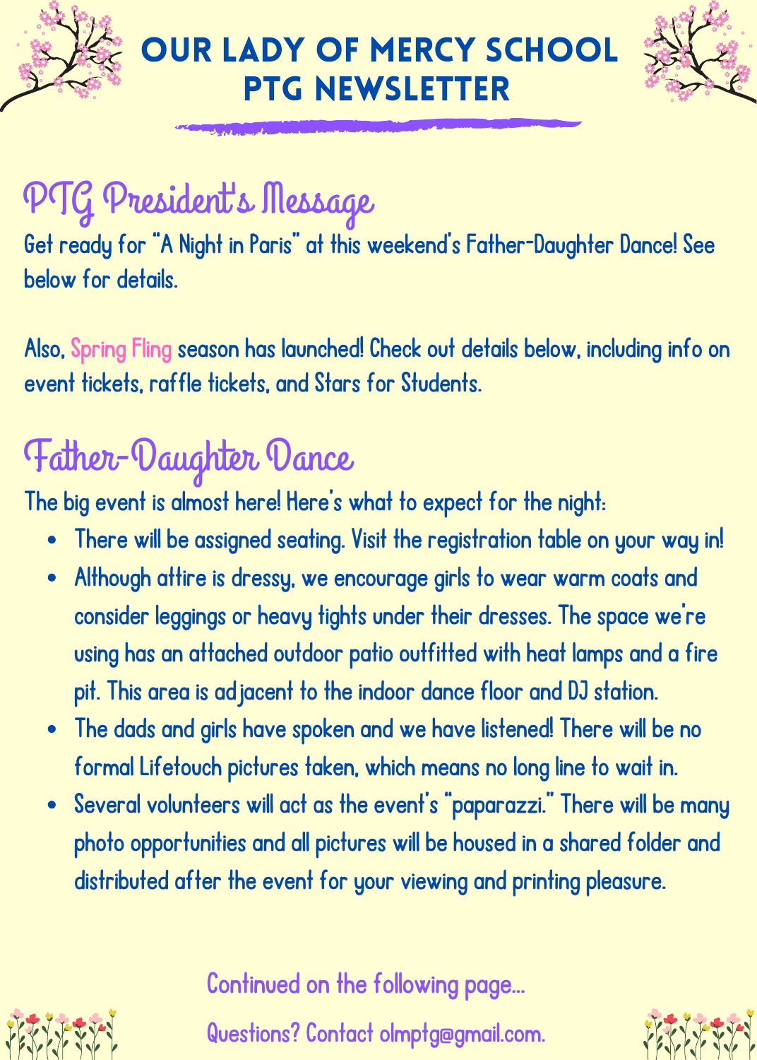# OUR LADY OF MERCY SCHOOL PTG NEWSLETTER

## PTG President's Message

Get ready for "A Night in Paris" at this weekend's Father-Daughter Dance! See below for details.

Also, Spring Fling season has launched! Check out details below, including info on event tickets, raffle tickets, and Stars for Students.

## Father-Daughter Dance

The big event is almost here! Here's what to expect for the night:

- There will be assigned seating. Visit the registration table on your way in!
- Although attire is dressy, we encourage girls to wear warm coats and consider leggings or heavy tights under their dresses. The space we're using has an attached outdoor patio outfitted with heat lamps and a fire pit. This area is adjacent to the indoor dance floor and DJ station.
- The dads and girls have spoken and we have listened! There will be no formal Lifetouch pictures taken, which means no long line to wait in.
- Several volunteers will act as the event's "paparazzi." There will be many photo opportunities and all pictures will be housed in a shared folder and distributed after the event for your viewing and printing pleasure.

Continued on the following page...

Questions? Contact olmptg@gmail.com.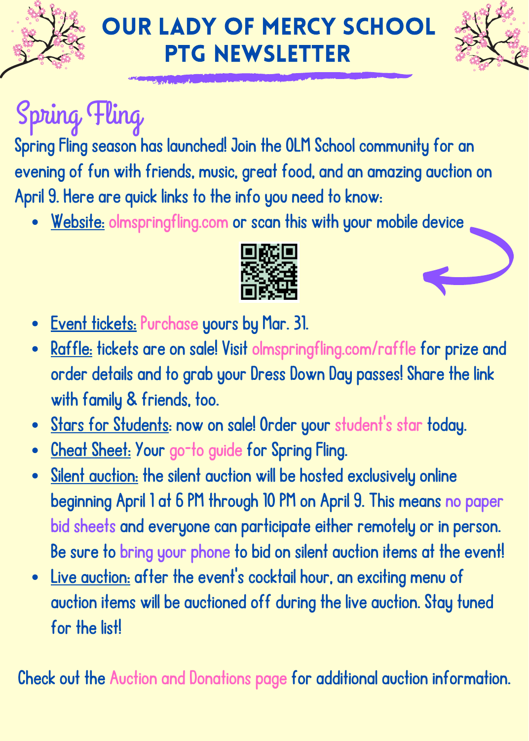# OUR LADY OF MERCY SCHOOL PTG NEWSLETTER

## Spring Fling

Spring Fling season has launched! Join the OLM School community for an evening of fun with friends, music, great food, and an amazing auction on April 9. Here are quick links to the info you need to know:

- Website: olmspringfling.com or scan this with your mobile device
- Event tickets: Purchase yours by Mar. 31.
- Raffle: tickets are on sale! Visit olmspringfling.com/raffle for prize and order details and to grab your Dress Down Day passes! Share the link with family & friends, too.
- Stars for Students: now on sale! Order your student's star today.
- Cheat Sheet: Your go-to guide for Spring Fling.
- Silent auction: the silent auction will be hosted exclusively online beginning April 1 at 6 PM through 10 PM on April 9. This means no paper bid sheets and everyone can participate either remotely or in person. Be sure to bring your phone to bid on silent auction items at the event!
- Live auction: after the event's cocktail hour, an exciting menu of auction items will be auctioned off during the live auction. Stay tuned for the list!

Check out the Auction and Donations page for additional auction information.